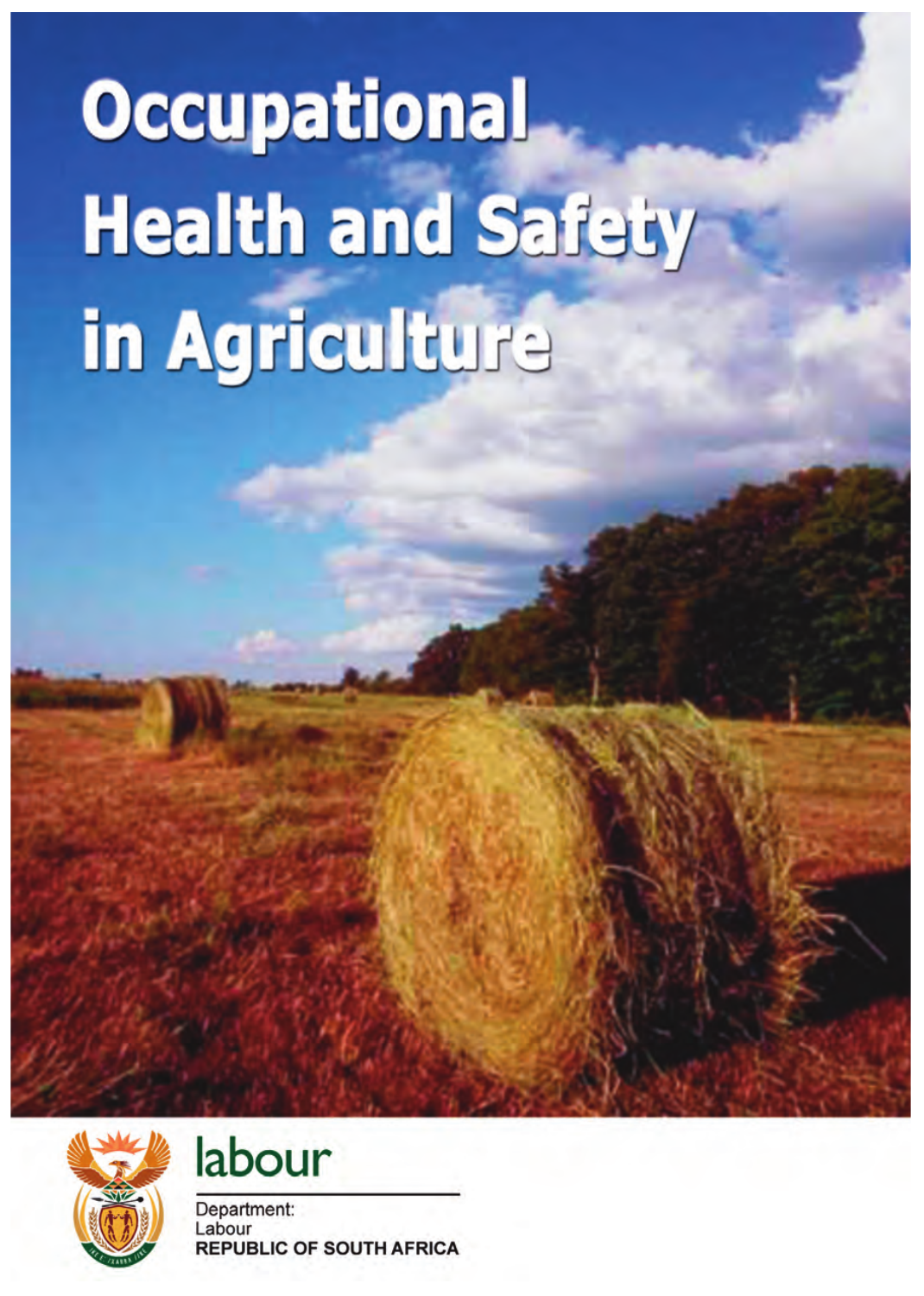# Occupational Health and Safety in Agriculture

labour

Department:
Labour
**REPUBLIC OF SOUTH AFRICA**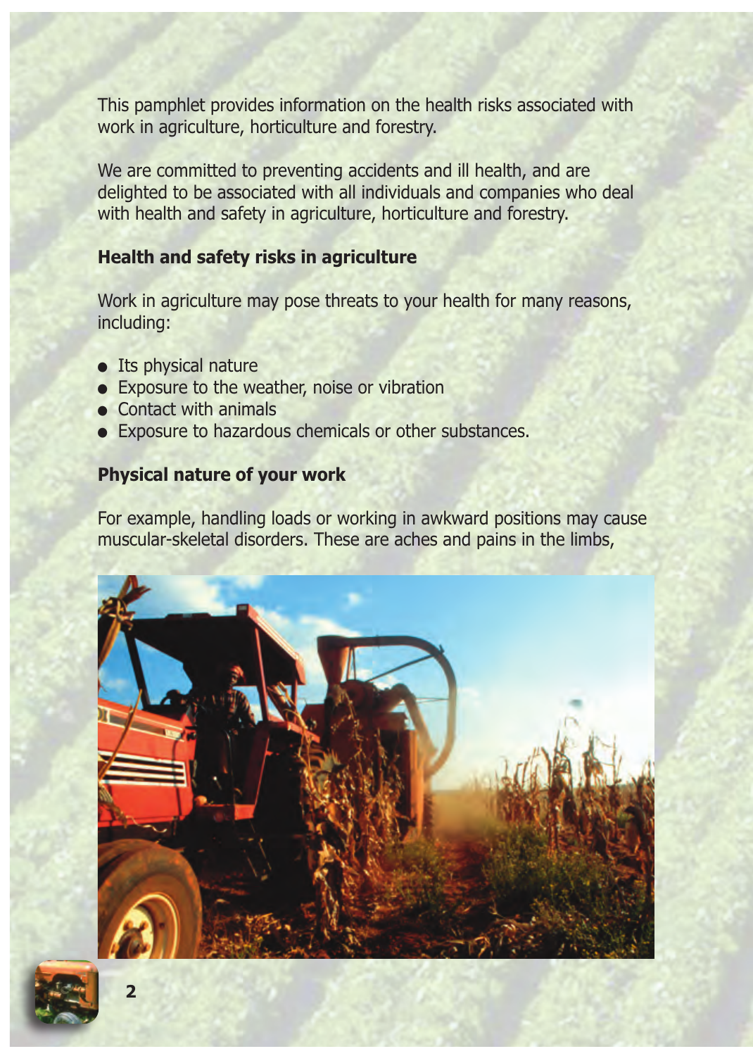This pamphlet provides information on the health risks associated with work in agriculture, horticulture and forestry.

We are committed to preventing accidents and ill health, and are delighted to be associated with all individuals and companies who deal with health and safety in agriculture, horticulture and forestry.

**Health and safety risks in agriculture**

Work in agriculture may pose threats to your health for many reasons, including:

- Its physical nature
- Exposure to the weather, noise or vibration
- Contact with animals
- Exposure to hazardous chemicals or other substances.

**Physical nature of your work**

For example, handling loads or working in awkward positions may cause muscular-skeletal disorders. These are aches and pains in the limbs,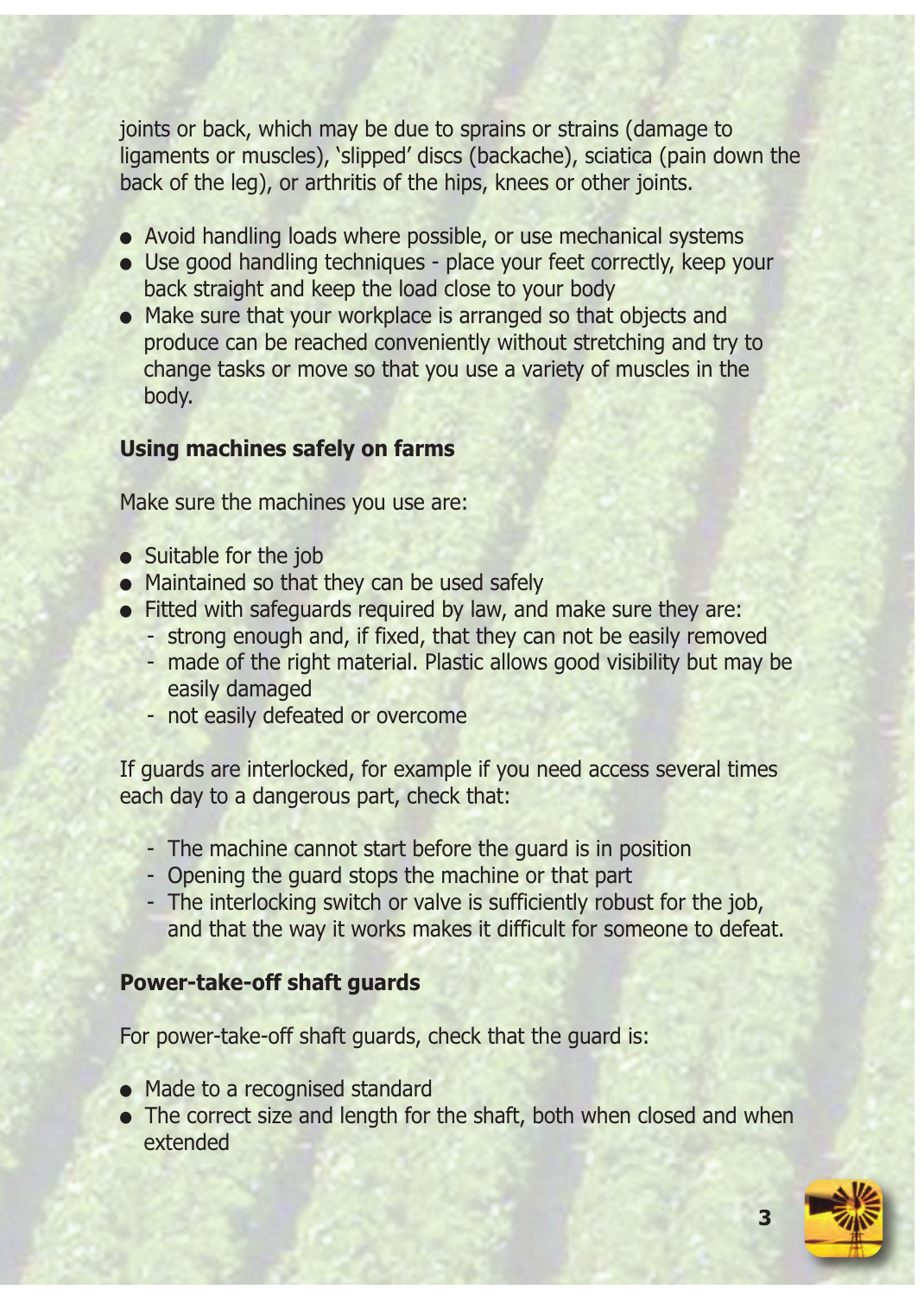joints or back, which may be due to sprains or strains (damage to ligaments or muscles), 'slipped' discs (backache), sciatica (pain down the back of the leg), or arthritis of the hips, knees or other joints.

- Avoid handling loads where possible, or use mechanical systems
- Use good handling techniques - place your feet correctly, keep your back straight and keep the load close to your body
- Make sure that your workplace is arranged so that objects and produce can be reached conveniently without stretching and try to change tasks or move so that you use a variety of muscles in the body.

**Using machines safely on farms**

Make sure the machines you use are:

- Suitable for the job
- Maintained so that they can be used safely
- Fitted with safeguards required by law, and make sure they are:
  - strong enough and, if fixed, that they can not be easily removed
  - made of the right material. Plastic allows good visibility but may be easily damaged
  - not easily defeated or overcome

If guards are interlocked, for example if you need access several times each day to a dangerous part, check that:

- The machine cannot start before the guard is in position
- Opening the guard stops the machine or that part
- The interlocking switch or valve is sufficiently robust for the job, and that the way it works makes it difficult for someone to defeat.

**Power-take-off shaft guards**

For power-take-off shaft guards, check that the guard is:

- Made to a recognised standard
- The correct size and length for the shaft, both when closed and when extended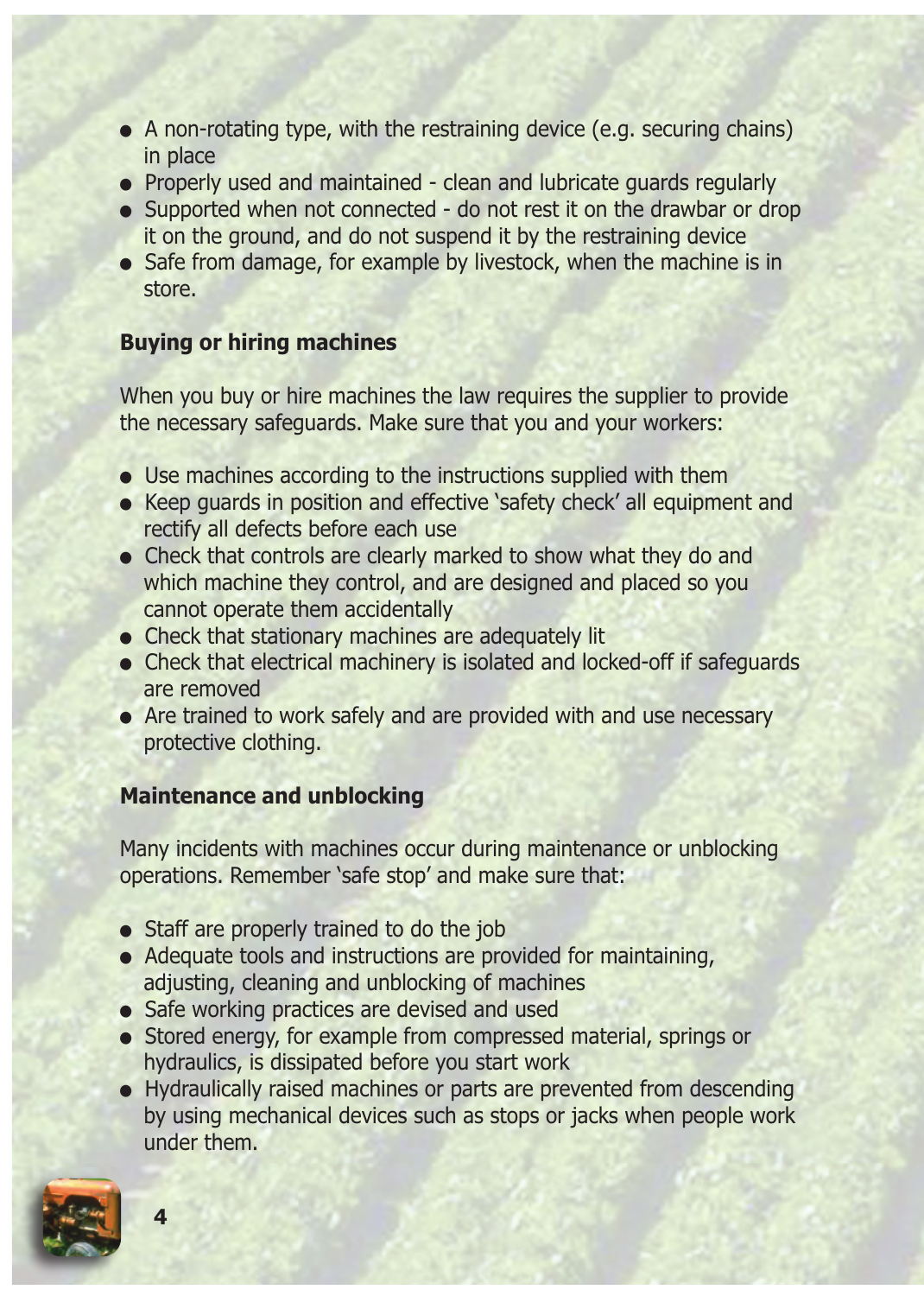- A non-rotating type, with the restraining device (e.g. securing chains) in place
- Properly used and maintained - clean and lubricate guards regularly
- Supported when not connected - do not rest it on the drawbar or drop it on the ground, and do not suspend it by the restraining device
- Safe from damage, for example by livestock, when the machine is in store.

**Buying or hiring machines**

When you buy or hire machines the law requires the supplier to provide the necessary safeguards. Make sure that you and your workers:

- Use machines according to the instructions supplied with them
- Keep guards in position and effective 'safety check' all equipment and rectify all defects before each use
- Check that controls are clearly marked to show what they do and which machine they control, and are designed and placed so you cannot operate them accidentally
- Check that stationary machines are adequately lit
- Check that electrical machinery is isolated and locked-off if safeguards are removed
- Are trained to work safely and are provided with and use necessary protective clothing.

**Maintenance and unblocking**

Many incidents with machines occur during maintenance or unblocking operations. Remember 'safe stop' and make sure that:

- Staff are properly trained to do the job
- Adequate tools and instructions are provided for maintaining, adjusting, cleaning and unblocking of machines
- Safe working practices are devised and used
- Stored energy, for example from compressed material, springs or hydraulics, is dissipated before you start work
- Hydraulically raised machines or parts are prevented from descending by using mechanical devices such as stops or jacks when people work under them.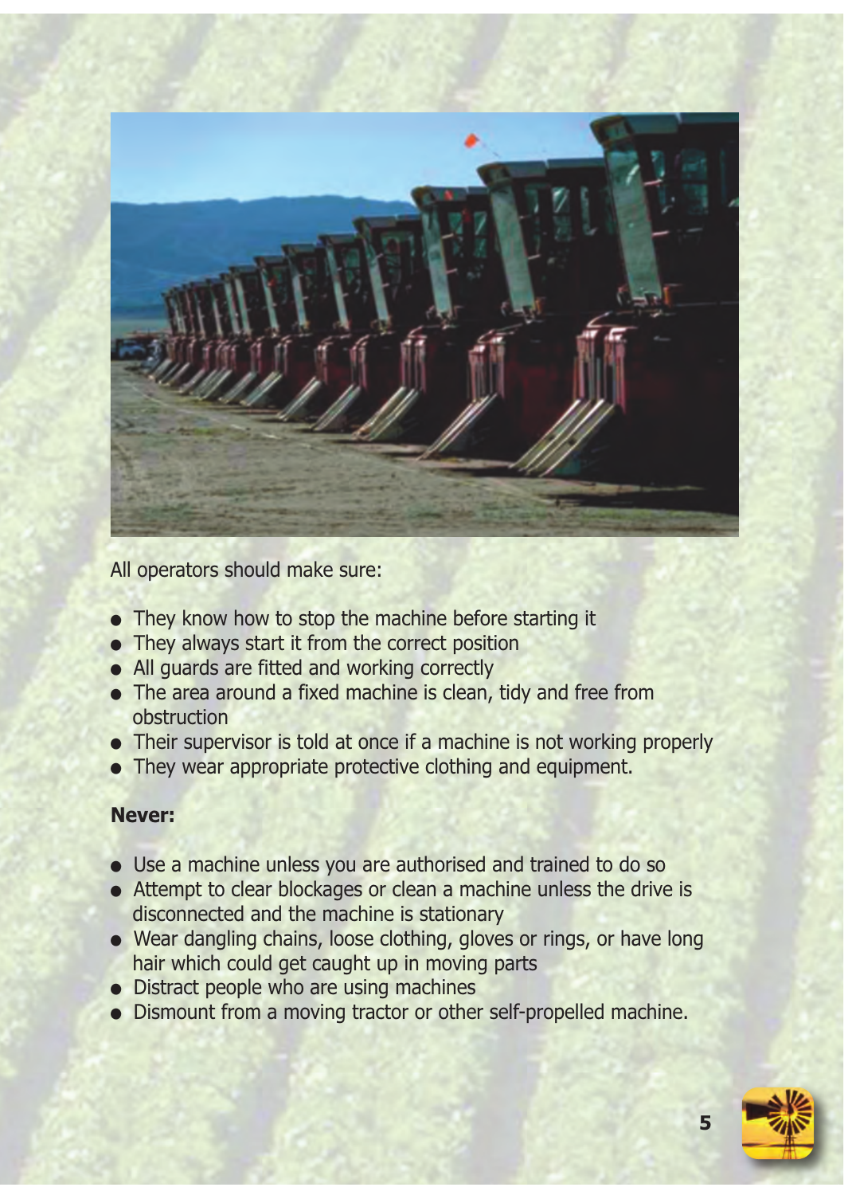All operators should make sure:

- They know how to stop the machine before starting it
- They always start it from the correct position
- All guards are fitted and working correctly
- The area around a fixed machine is clean, tidy and free from obstruction
- Their supervisor is told at once if a machine is not working properly
- They wear appropriate protective clothing and equipment.

**Never:**

- Use a machine unless you are authorised and trained to do so
- Attempt to clear blockages or clean a machine unless the drive is disconnected and the machine is stationary
- Wear dangling chains, loose clothing, gloves or rings, or have long hair which could get caught up in moving parts
- Distract people who are using machines
- Dismount from a moving tractor or other self-propelled machine.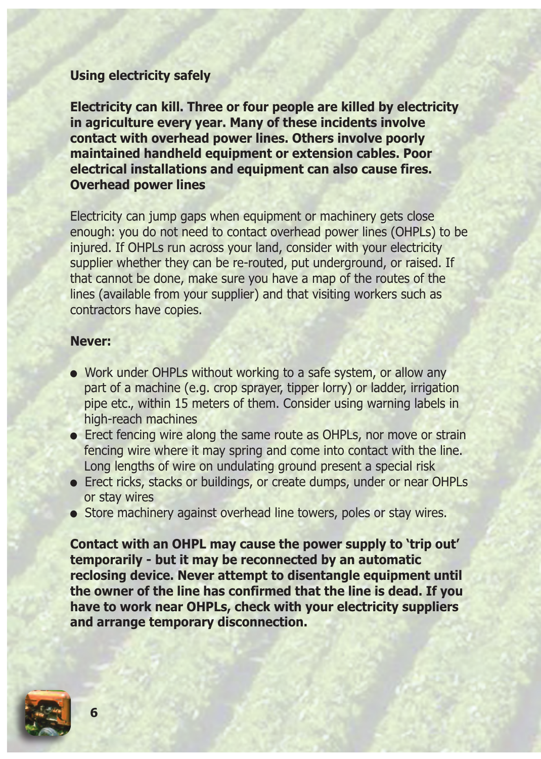## Using electricity safely

**Electricity can kill. Three or four people are killed by electricity in agriculture every year. Many of these incidents involve contact with overhead power lines. Others involve poorly maintained handheld equipment or extension cables. Poor electrical installations and equipment can also cause fires.**

### Overhead power lines

Electricity can jump gaps when equipment or machinery gets close enough: you do not need to contact overhead power lines (OHPLs) to be injured. If OHPLs run across your land, consider with your electricity supplier whether they can be re-routed, put underground, or raised. If that cannot be done, make sure you have a map of the routes of the lines (available from your supplier) and that visiting workers such as contractors have copies.

**Never:**

- Work under OHPLs without working to a safe system, or allow any part of a machine (e.g. crop sprayer, tipper lorry) or ladder, irrigation pipe etc., within 15 meters of them. Consider using warning labels in high-reach machines
- Erect fencing wire along the same route as OHPLs, nor move or strain fencing wire where it may spring and come into contact with the line. Long lengths of wire on undulating ground present a special risk
- Erect ricks, stacks or buildings, or create dumps, under or near OHPLs or stay wires
- Store machinery against overhead line towers, poles or stay wires.

**Contact with an OHPL may cause the power supply to 'trip out' temporarily - but it may be reconnected by an automatic reclosing device. Never attempt to disentangle equipment until the owner of the line has confirmed that the line is dead. If you have to work near OHPLs, check with your electricity suppliers and arrange temporary disconnection.**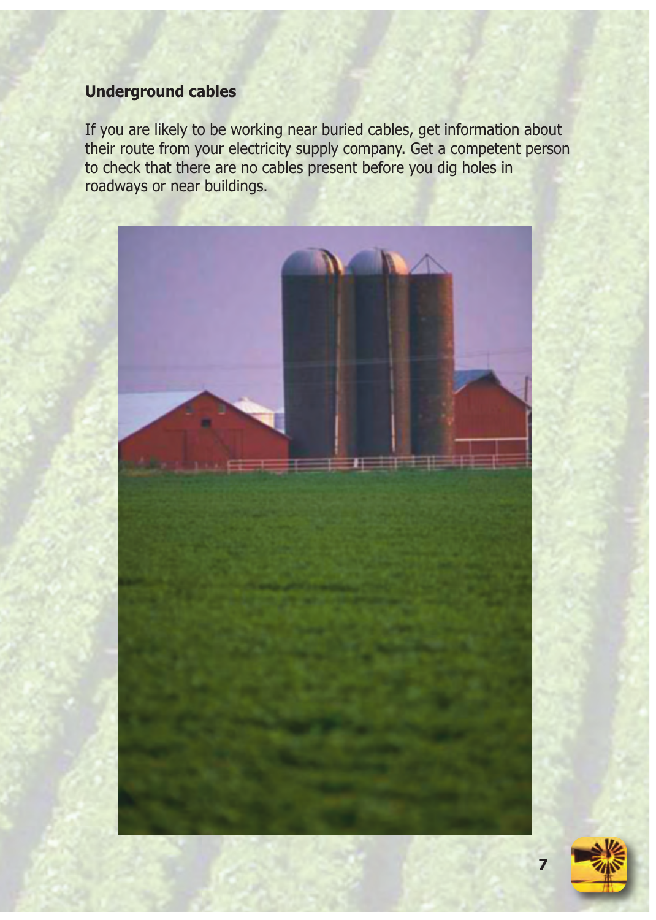### Underground cables

If you are likely to be working near buried cables, get information about their route from your electricity supply company. Get a competent person to check that there are no cables present before you dig holes in roadways or near buildings.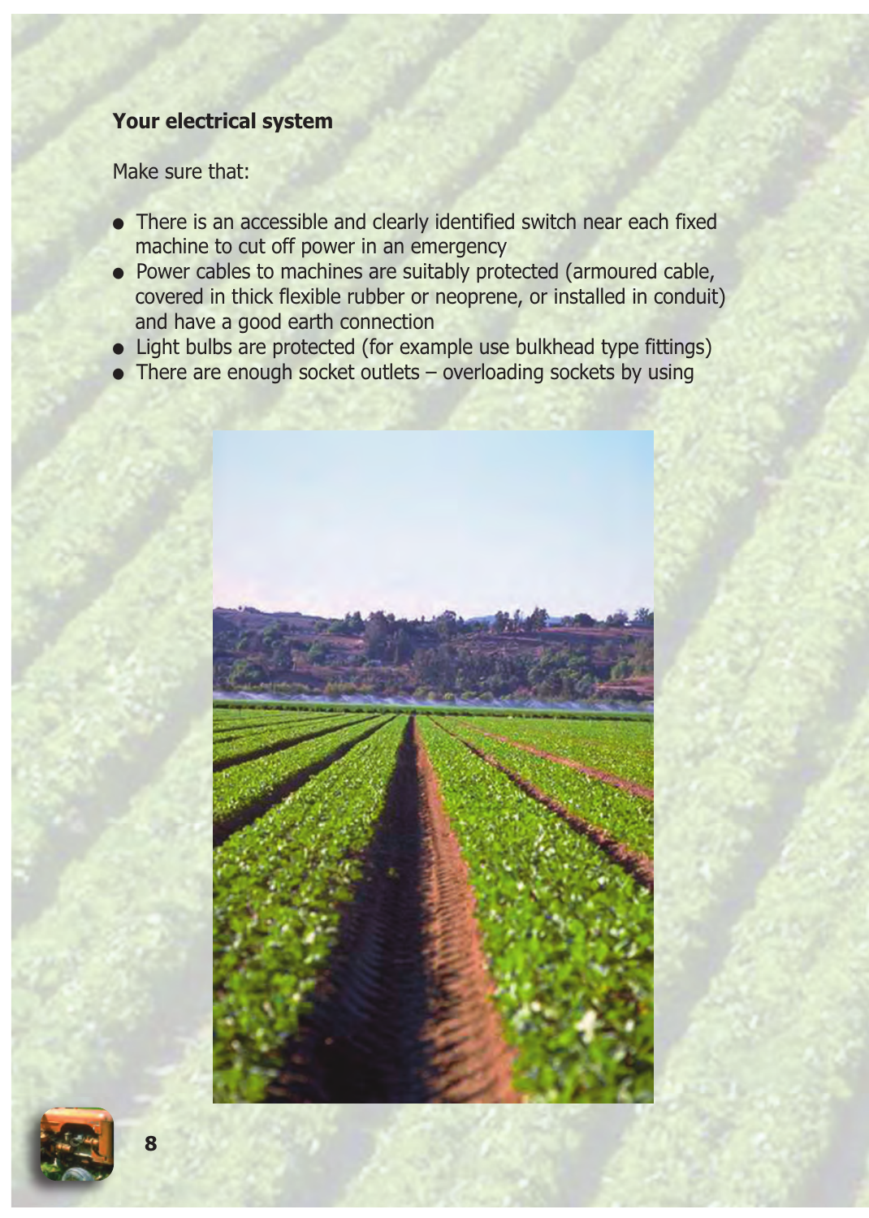**Your electrical system**

Make sure that:

- There is an accessible and clearly identified switch near each fixed machine to cut off power in an emergency
- Power cables to machines are suitably protected (armoured cable, covered in thick flexible rubber or neoprene, or installed in conduit) and have a good earth connection
- Light bulbs are protected (for example use bulkhead type fittings)
- There are enough socket outlets – overloading sockets by using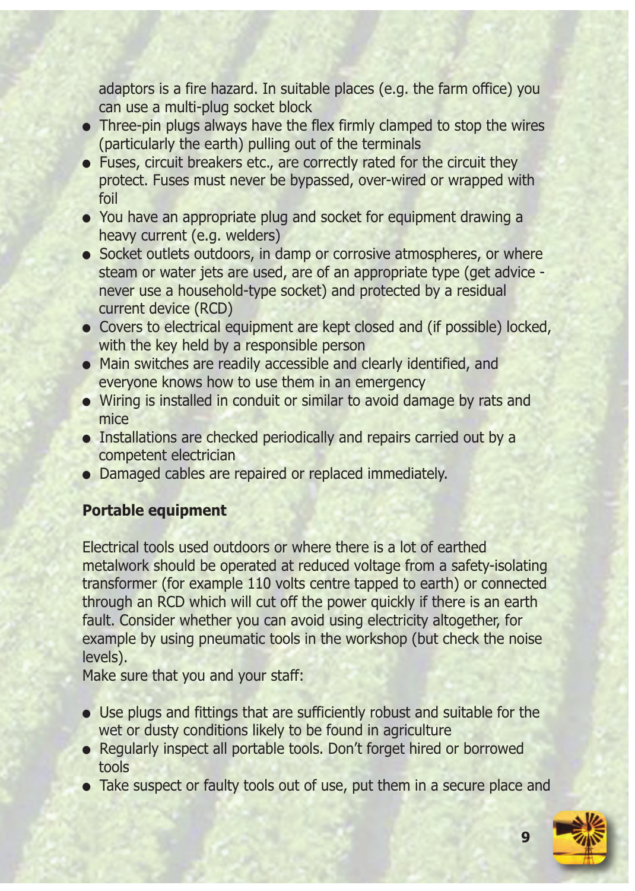adaptors is a fire hazard. In suitable places (e.g. the farm office) you can use a multi-plug socket block

- Three-pin plugs always have the flex firmly clamped to stop the wires (particularly the earth) pulling out of the terminals
- Fuses, circuit breakers etc., are correctly rated for the circuit they protect. Fuses must never be bypassed, over-wired or wrapped with foil
- You have an appropriate plug and socket for equipment drawing a heavy current (e.g. welders)
- Socket outlets outdoors, in damp or corrosive atmospheres, or where steam or water jets are used, are of an appropriate type (get advice - never use a household-type socket) and protected by a residual current device (RCD)
- Covers to electrical equipment are kept closed and (if possible) locked, with the key held by a responsible person
- Main switches are readily accessible and clearly identified, and everyone knows how to use them in an emergency
- Wiring is installed in conduit or similar to avoid damage by rats and mice
- Installations are checked periodically and repairs carried out by a competent electrician
- Damaged cables are repaired or replaced immediately.

**Portable equipment**

Electrical tools used outdoors or where there is a lot of earthed metalwork should be operated at reduced voltage from a safety-isolating transformer (for example 110 volts centre tapped to earth) or connected through an RCD which will cut off the power quickly if there is an earth fault. Consider whether you can avoid using electricity altogether, for example by using pneumatic tools in the workshop (but check the noise levels).

Make sure that you and your staff:

- Use plugs and fittings that are sufficiently robust and suitable for the wet or dusty conditions likely to be found in agriculture
- Regularly inspect all portable tools. Don't forget hired or borrowed tools
- Take suspect or faulty tools out of use, put them in a secure place and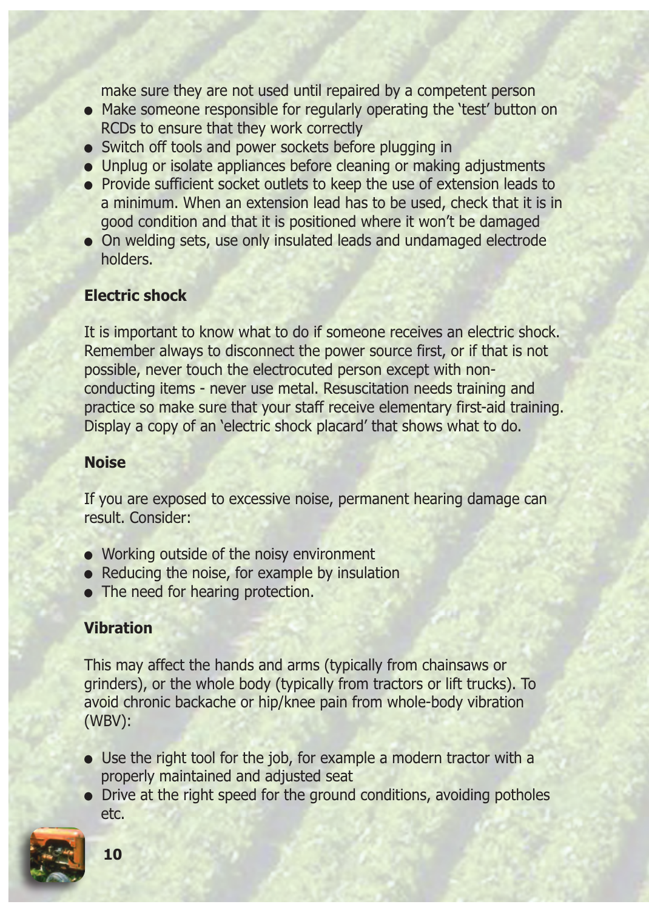make sure they are not used until repaired by a competent person

- Make someone responsible for regularly operating the 'test' button on RCDs to ensure that they work correctly
- Switch off tools and power sockets before plugging in
- Unplug or isolate appliances before cleaning or making adjustments
- Provide sufficient socket outlets to keep the use of extension leads to a minimum. When an extension lead has to be used, check that it is in good condition and that it is positioned where it won't be damaged
- On welding sets, use only insulated leads and undamaged electrode holders.

**Electric shock**

It is important to know what to do if someone receives an electric shock. Remember always to disconnect the power source first, or if that is not possible, never touch the electrocuted person except with non-conducting items - never use metal. Resuscitation needs training and practice so make sure that your staff receive elementary first-aid training. Display a copy of an 'electric shock placard' that shows what to do.

**Noise**

If you are exposed to excessive noise, permanent hearing damage can result. Consider:

- Working outside of the noisy environment
- Reducing the noise, for example by insulation
- The need for hearing protection.

**Vibration**

This may affect the hands and arms (typically from chainsaws or grinders), or the whole body (typically from tractors or lift trucks). To avoid chronic backache or hip/knee pain from whole-body vibration (WBV):

- Use the right tool for the job, for example a modern tractor with a properly maintained and adjusted seat
- Drive at the right speed for the ground conditions, avoiding potholes etc.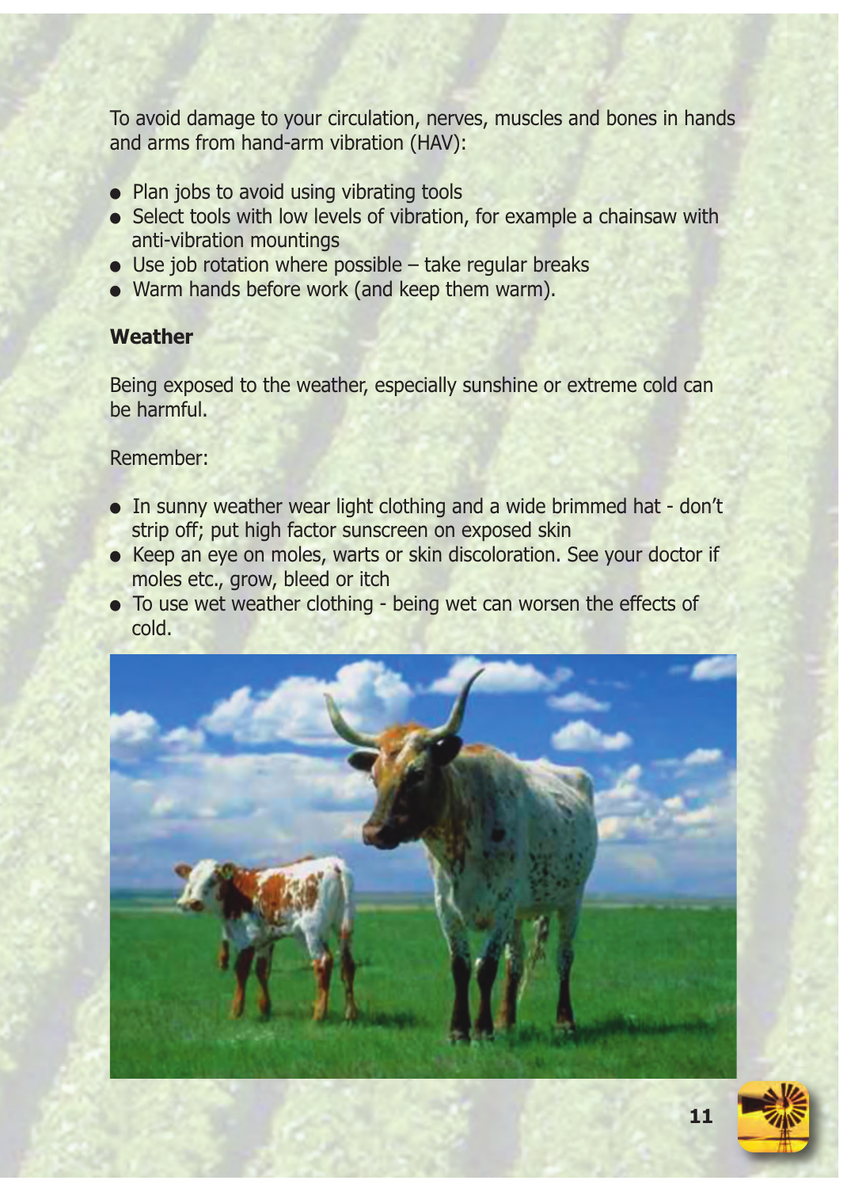To avoid damage to your circulation, nerves, muscles and bones in hands and arms from hand-arm vibration (HAV):

- Plan jobs to avoid using vibrating tools
- Select tools with low levels of vibration, for example a chainsaw with anti-vibration mountings
- Use job rotation where possible – take regular breaks
- Warm hands before work (and keep them warm).

**Weather**

Being exposed to the weather, especially sunshine or extreme cold can be harmful.

Remember:

- In sunny weather wear light clothing and a wide brimmed hat - don't strip off; put high factor sunscreen on exposed skin
- Keep an eye on moles, warts or skin discoloration. See your doctor if moles etc., grow, bleed or itch
- To use wet weather clothing - being wet can worsen the effects of cold.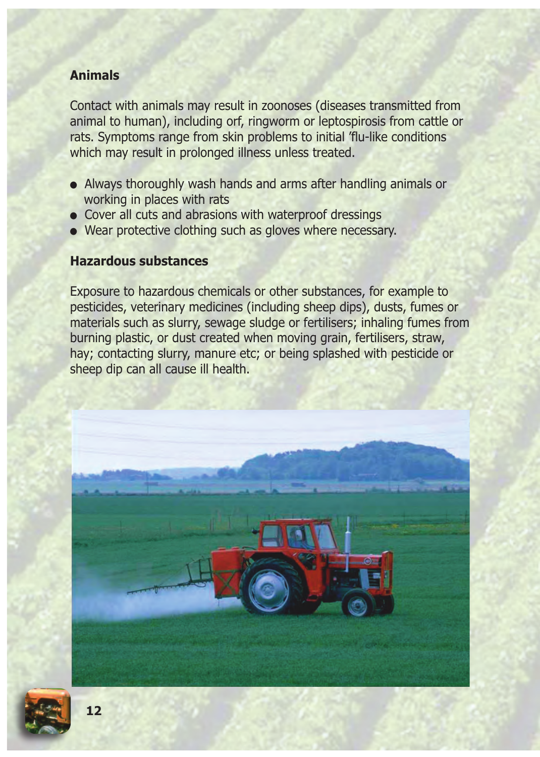### Animals

Contact with animals may result in zoonoses (diseases transmitted from animal to human), including orf, ringworm or leptospirosis from cattle or rats. Symptoms range from skin problems to initial 'flu-like conditions which may result in prolonged illness unless treated.

- Always thoroughly wash hands and arms after handling animals or working in places with rats
- Cover all cuts and abrasions with waterproof dressings
- Wear protective clothing such as gloves where necessary.

### Hazardous substances

Exposure to hazardous chemicals or other substances, for example to pesticides, veterinary medicines (including sheep dips), dusts, fumes or materials such as slurry, sewage sludge or fertilisers; inhaling fumes from burning plastic, or dust created when moving grain, fertilisers, straw, hay; contacting slurry, manure etc; or being splashed with pesticide or sheep dip can all cause ill health.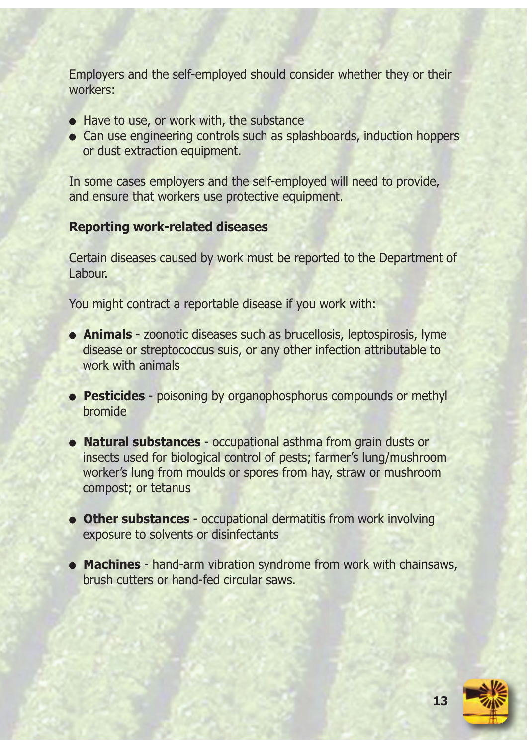Employers and the self-employed should consider whether they or their workers:

- Have to use, or work with, the substance
- Can use engineering controls such as splashboards, induction hoppers or dust extraction equipment.

In some cases employers and the self-employed will need to provide, and ensure that workers use protective equipment.

**Reporting work-related diseases**

Certain diseases caused by work must be reported to the Department of Labour.

You might contract a reportable disease if you work with:

- **Animals** - zoonotic diseases such as brucellosis, leptospirosis, lyme disease or streptococcus suis, or any other infection attributable to work with animals

- **Pesticides** - poisoning by organophosphorus compounds or methyl bromide

- **Natural substances** - occupational asthma from grain dusts or insects used for biological control of pests; farmer's lung/mushroom worker's lung from moulds or spores from hay, straw or mushroom compost; or tetanus

- **Other substances** - occupational dermatitis from work involving exposure to solvents or disinfectants

- **Machines** - hand-arm vibration syndrome from work with chainsaws, brush cutters or hand-fed circular saws.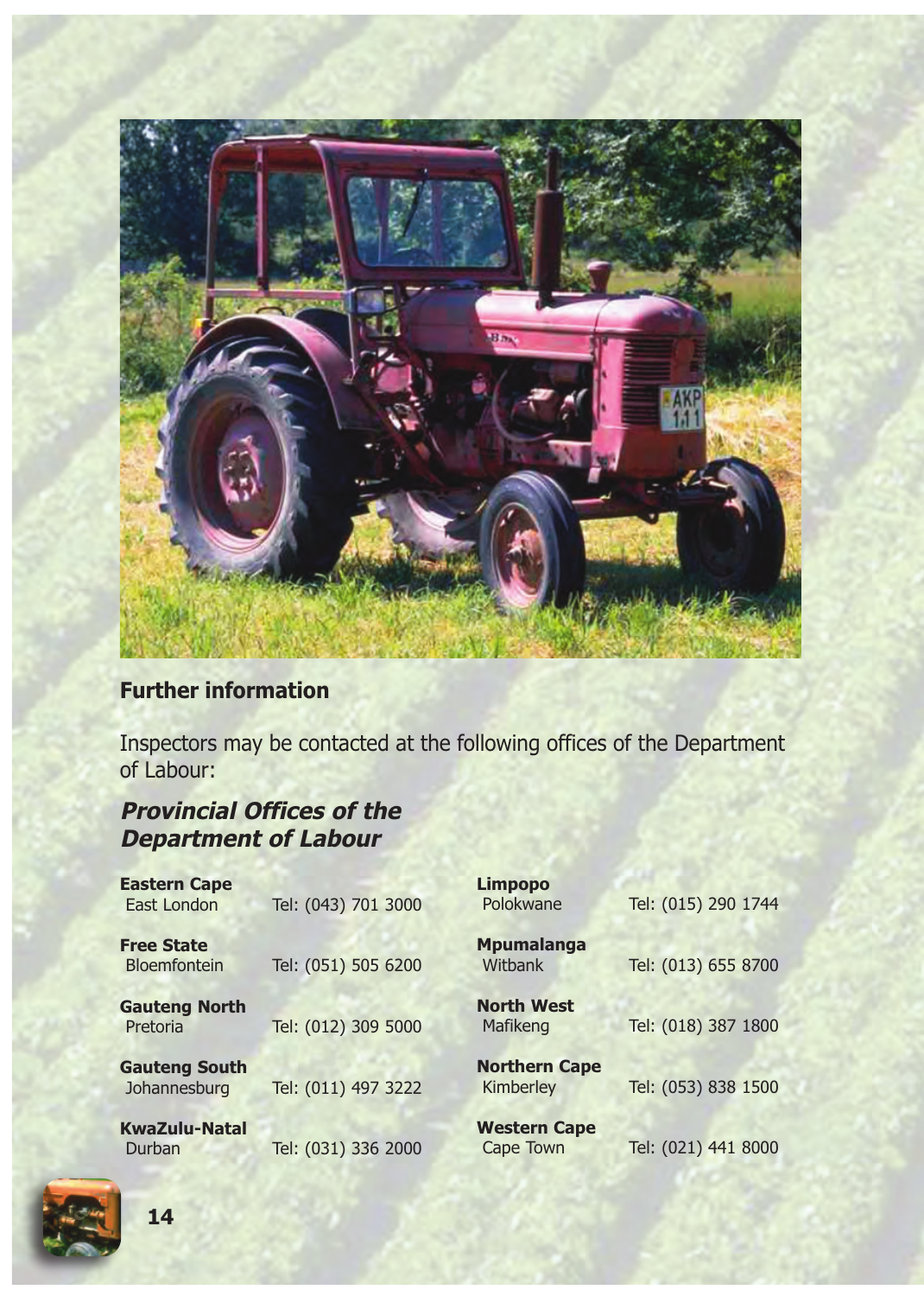## Further information

Inspectors may be contacted at the following offices of the Department of Labour:

### *Provincial Offices of the Department of Labour*

**Eastern Cape**
East London — Tel: (043) 701 3000

**Free State**
Bloemfontein — Tel: (051) 505 6200

**Gauteng North**
Pretoria — Tel: (012) 309 5000

**Gauteng South**
Johannesburg — Tel: (011) 497 3222

**KwaZulu-Natal**
Durban — Tel: (031) 336 2000

**Limpopo**
Polokwane — Tel: (015) 290 1744

**Mpumalanga**
Witbank — Tel: (013) 655 8700

**North West**
Mafikeng — Tel: (018) 387 1800

**Northern Cape**
Kimberley — Tel: (053) 838 1500

**Western Cape**
Cape Town — Tel: (021) 441 8000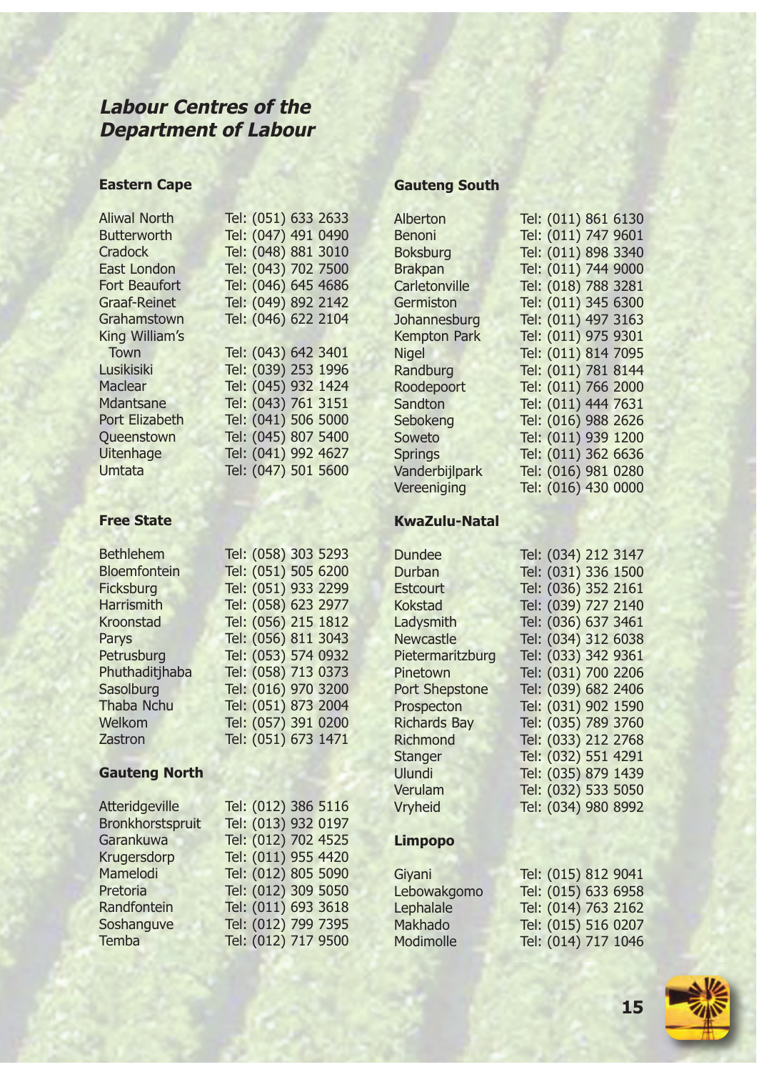## *Labour Centres of the Department of Labour*

### Eastern Cape

| | |
|---|---|
| Aliwal North | Tel: (051) 633 2633 |
| Butterworth | Tel: (047) 491 0490 |
| Cradock | Tel: (048) 881 3010 |
| East London | Tel: (043) 702 7500 |
| Fort Beaufort | Tel: (046) 645 4686 |
| Graaf-Reinet | Tel: (049) 892 2142 |
| Grahamstown | Tel: (046) 622 2104 |
| King William's Town | Tel: (043) 642 3401 |
| Lusikisiki | Tel: (039) 253 1996 |
| Maclear | Tel: (045) 932 1424 |
| Mdantsane | Tel: (043) 761 3151 |
| Port Elizabeth | Tel: (041) 506 5000 |
| Queenstown | Tel: (045) 807 5400 |
| Uitenhage | Tel: (041) 992 4627 |
| Umtata | Tel: (047) 501 5600 |

### Free State

| | |
|---|---|
| Bethlehem | Tel: (058) 303 5293 |
| Bloemfontein | Tel: (051) 505 6200 |
| Ficksburg | Tel: (051) 933 2299 |
| Harrismith | Tel: (058) 623 2977 |
| Kroonstad | Tel: (056) 215 1812 |
| Parys | Tel: (056) 811 3043 |
| Petrusburg | Tel: (053) 574 0932 |
| Phuthaditjhaba | Tel: (058) 713 0373 |
| Sasolburg | Tel: (016) 970 3200 |
| Thaba Nchu | Tel: (051) 873 2004 |
| Welkom | Tel: (057) 391 0200 |
| Zastron | Tel: (051) 673 1471 |

### Gauteng North

| | |
|---|---|
| Atteridgeville | Tel: (012) 386 5116 |
| Bronkhorstspruit | Tel: (013) 932 0197 |
| Garankuwa | Tel: (012) 702 4525 |
| Krugersdorp | Tel: (011) 955 4420 |
| Mamelodi | Tel: (012) 805 5090 |
| Pretoria | Tel: (012) 309 5050 |
| Randfontein | Tel: (011) 693 3618 |
| Soshanguve | Tel: (012) 799 7395 |
| Temba | Tel: (012) 717 9500 |

### Gauteng South

| | |
|---|---|
| Alberton | Tel: (011) 861 6130 |
| Benoni | Tel: (011) 747 9601 |
| Boksburg | Tel: (011) 898 3340 |
| Brakpan | Tel: (011) 744 9000 |
| Carletonville | Tel: (018) 788 3281 |
| Germiston | Tel: (011) 345 6300 |
| Johannesburg | Tel: (011) 497 3163 |
| Kempton Park | Tel: (011) 975 9301 |
| Nigel | Tel: (011) 814 7095 |
| Randburg | Tel: (011) 781 8144 |
| Roodepoort | Tel: (011) 766 2000 |
| Sandton | Tel: (011) 444 7631 |
| Sebokeng | Tel: (016) 988 2626 |
| Soweto | Tel: (011) 939 1200 |
| Springs | Tel: (011) 362 6636 |
| Vanderbijlpark | Tel: (016) 981 0280 |
| Vereeniging | Tel: (016) 430 0000 |

### KwaZulu-Natal

| | |
|---|---|
| Dundee | Tel: (034) 212 3147 |
| Durban | Tel: (031) 336 1500 |
| Estcourt | Tel: (036) 352 2161 |
| Kokstad | Tel: (039) 727 2140 |
| Ladysmith | Tel: (036) 637 3461 |
| Newcastle | Tel: (034) 312 6038 |
| Pietermaritzburg | Tel: (033) 342 9361 |
| Pinetown | Tel: (031) 700 2206 |
| Port Shepstone | Tel: (039) 682 2406 |
| Prospecton | Tel: (031) 902 1590 |
| Richards Bay | Tel: (035) 789 3760 |
| Richmond | Tel: (033) 212 2768 |
| Stanger | Tel: (032) 551 4291 |
| Ulundi | Tel: (035) 879 1439 |
| Verulam | Tel: (032) 533 5050 |
| Vryheid | Tel: (034) 980 8992 |

### Limpopo

| | |
|---|---|
| Giyani | Tel: (015) 812 9041 |
| Lebowakgomo | Tel: (015) 633 6958 |
| Lephalale | Tel: (014) 763 2162 |
| Makhado | Tel: (015) 516 0207 |
| Modimolle | Tel: (014) 717 1046 |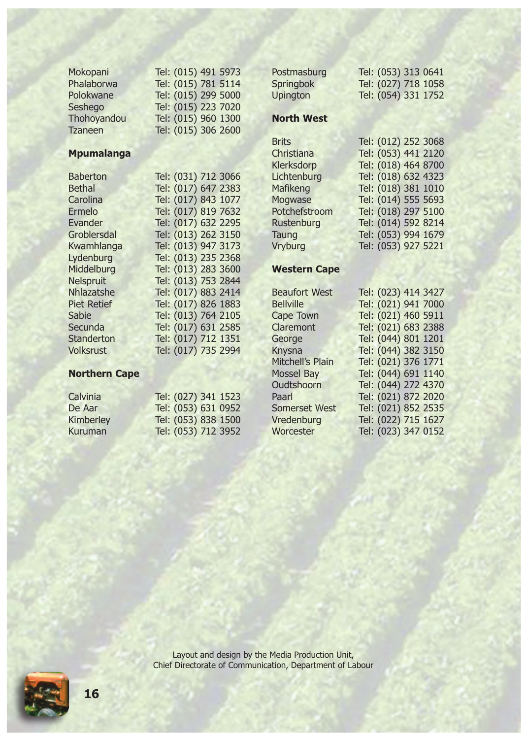| | |
|---|---|
| Mokopani | Tel: (015) 491 5973 |
| Phalaborwa | Tel: (015) 781 5114 |
| Polokwane | Tel: (015) 299 5000 |
| Seshego | Tel: (015) 223 7020 |
| Thohoyandou | Tel: (015) 960 1300 |
| Tzaneen | Tel: (015) 306 2600 |

**Mpumalanga**

| | |
|---|---|
| Baberton | Tel: (031) 712 3066 |
| Bethal | Tel: (017) 647 2383 |
| Carolina | Tel: (017) 843 1077 |
| Ermelo | Tel: (017) 819 7632 |
| Evander | Tel: (017) 632 2295 |
| Groblersdal | Tel: (013) 262 3150 |
| Kwamhlanga | Tel: (013) 947 3173 |
| Lydenburg | Tel: (013) 235 2368 |
| Middelburg | Tel: (013) 283 3600 |
| Nelspruit | Tel: (013) 753 2844 |
| Nhlazatshe | Tel: (017) 883 2414 |
| Piet Retief | Tel: (017) 826 1883 |
| Sabie | Tel: (013) 764 2105 |
| Secunda | Tel: (017) 631 2585 |
| Standerton | Tel: (017) 712 1351 |
| Volksrust | Tel: (017) 735 2994 |

**Northern Cape**

| | |
|---|---|
| Calvinia | Tel: (027) 341 1523 |
| De Aar | Tel: (053) 631 0952 |
| Kimberley | Tel: (053) 838 1500 |
| Kuruman | Tel: (053) 712 3952 |
| Postmasburg | Tel: (053) 313 0641 |
| Springbok | Tel: (027) 718 1058 |
| Upington | Tel: (054) 331 1752 |

**North West**

| | |
|---|---|
| Brits | Tel: (012) 252 3068 |
| Christiana | Tel: (053) 441 2120 |
| Klerksdorp | Tel: (018) 464 8700 |
| Lichtenburg | Tel: (018) 632 4323 |
| Mafikeng | Tel: (018) 381 1010 |
| Mogwase | Tel: (014) 555 5693 |
| Potchefstroom | Tel: (018) 297 5100 |
| Rustenburg | Tel: (014) 592 8214 |
| Taung | Tel: (053) 994 1679 |
| Vryburg | Tel: (053) 927 5221 |

**Western Cape**

| | |
|---|---|
| Beaufort West | Tel: (023) 414 3427 |
| Bellville | Tel: (021) 941 7000 |
| Cape Town | Tel: (021) 460 5911 |
| Claremont | Tel: (021) 683 2388 |
| George | Tel: (044) 801 1201 |
| Knysna | Tel: (044) 382 3150 |
| Mitchell's Plain | Tel: (021) 376 1771 |
| Mossel Bay | Tel: (044) 691 1140 |
| Oudtshoorn | Tel: (044) 272 4370 |
| Paarl | Tel: (021) 872 2020 |
| Somerset West | Tel: (021) 852 2535 |
| Vredenburg | Tel: (022) 715 1627 |
| Worcester | Tel: (023) 347 0152 |

Layout and design by the Media Production Unit,
Chief Directorate of Communication, Department of Labour